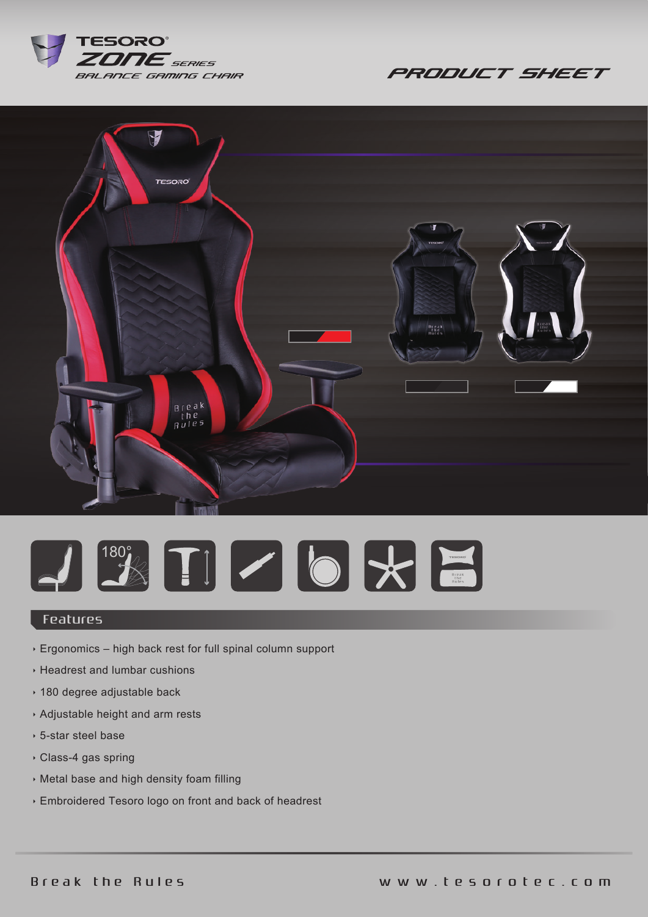# TESORO® ZONE SERIES

BALANCE GAMING CHAIR

## PRODUCT SHEET

## Features

- Ergonomics – high back rest for full spinal column support
- Headrest and lumbar cushions
- 180 degree adjustable back
- Adjustable height and arm rests
- 5-star steel base
- Class-4 gas spring
- Metal base and high density foam filling
- Embroidered Tesoro logo on front and back of headrest

Break the Rules

www.tesorotec.com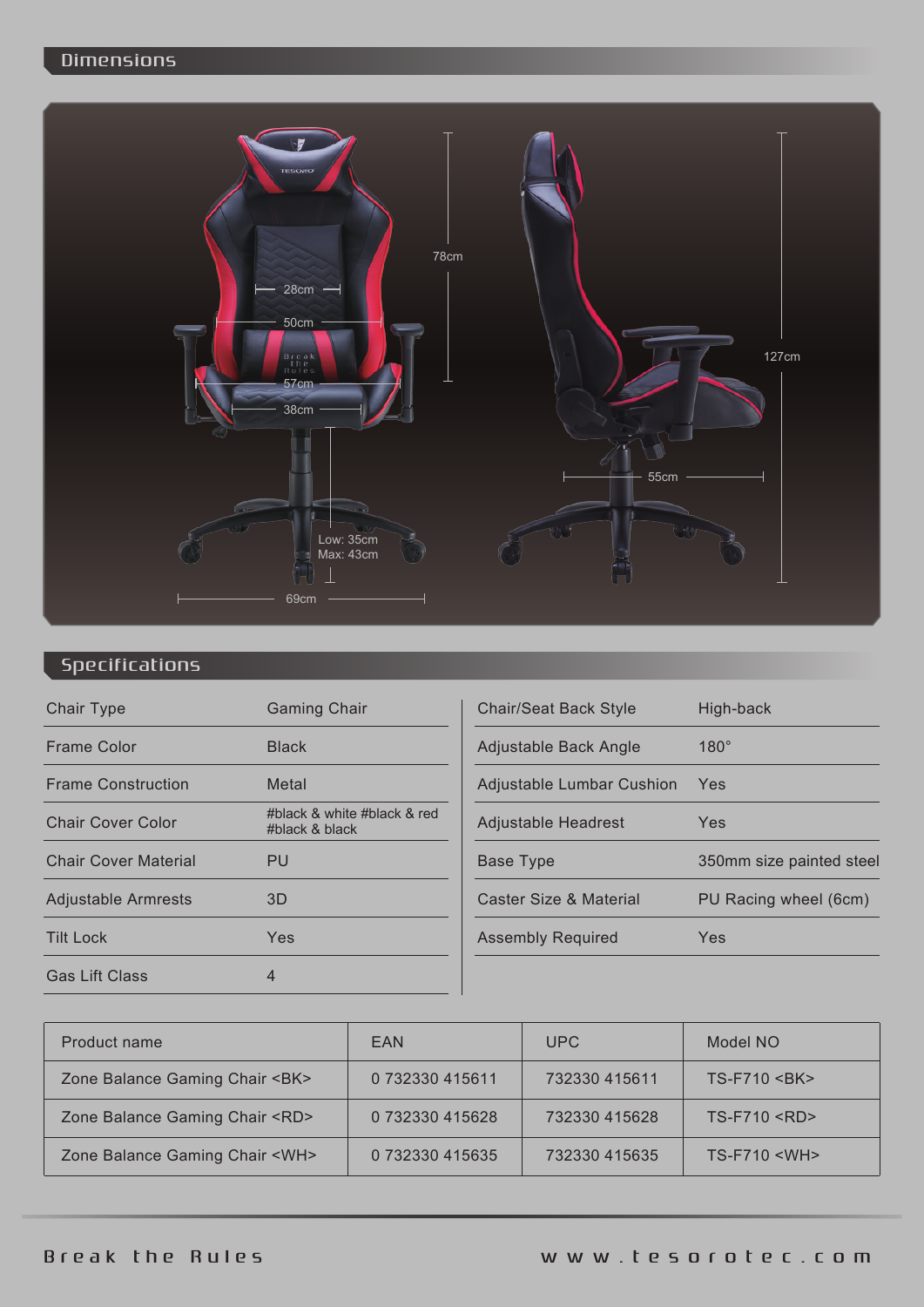## Dimensions

78cm
28cm
50cm
57cm
38cm
Low: 35cm
Max: 43cm
69cm
127cm
55cm

## Specifications

| | |
|---|---|
| Chair Type | Gaming Chair |
| Frame Color | Black |
| Frame Construction | Metal |
| Chair Cover Color | #black & white #black & red #black & black |
| Chair Cover Material | PU |
| Adjustable Armrests | 3D |
| Tilt Lock | Yes |
| Gas Lift Class | 4 |
| Chair/Seat Back Style | High-back |
| Adjustable Back Angle | 180° |
| Adjustable Lumbar Cushion | Yes |
| Adjustable Headrest | Yes |
| Base Type | 350mm size painted steel |
| Caster Size & Material | PU Racing wheel (6cm) |
| Assembly Required | Yes |

| Product name | EAN | UPC | Model NO |
|---|---|---|---|
| Zone Balance Gaming Chair <BK> | 0 732330 415611 | 732330 415611 | TS-F710 <BK> |
| Zone Balance Gaming Chair <RD> | 0 732330 415628 | 732330 415628 | TS-F710 <RD> |
| Zone Balance Gaming Chair <WH> | 0 732330 415635 | 732330 415635 | TS-F710 <WH> |

Break the Rules www.tesorotec.com